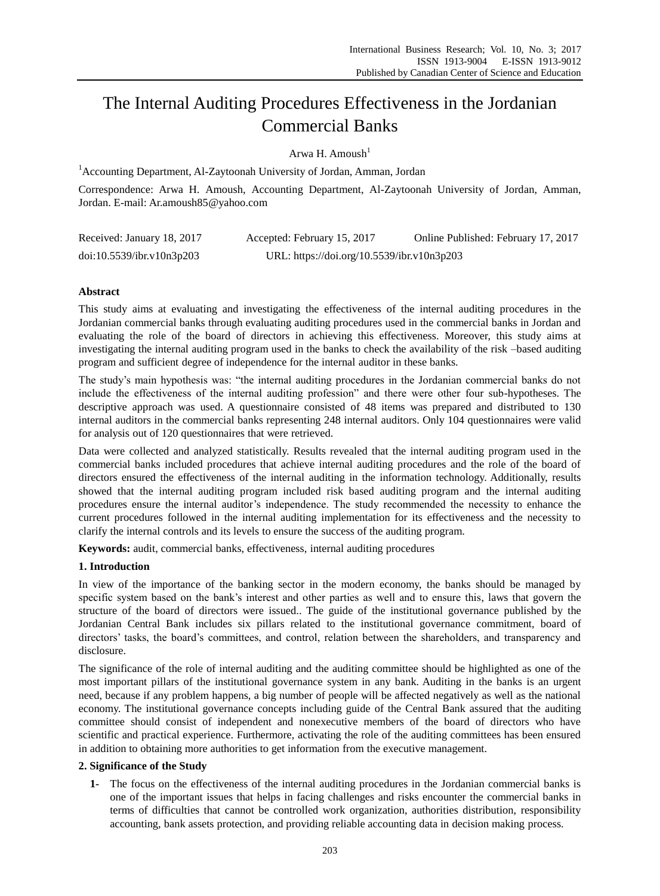# The Internal Auditing Procedures Effectiveness in the Jordanian Commercial Banks

Arwa H. Amoush[1]

[1]Accounting Department, Al-Zaytoonah University of Jordan, Amman, Jordan

Correspondence: Arwa H. Amoush, Accounting Department, Al-Zaytoonah University of Jordan, Amman, Jordan. E-mail: Ar.amoush85@yahoo.com

Received: January 18, 2017 Accepted: February 15, 2017 Online Published: February 17, 2017

doi:10.5539/ibr.v10n3p203 URL: https://doi.org/10.5539/ibr.v10n3p203

## Abstract

This study aims at evaluating and investigating the effectiveness of the internal auditing procedures in the Jordanian commercial banks through evaluating auditing procedures used in the commercial banks in Jordan and evaluating the role of the board of directors in achieving this effectiveness. Moreover, this study aims at investigating the internal auditing program used in the banks to check the availability of the risk –based auditing program and sufficient degree of independence for the internal auditor in these banks.

The study's main hypothesis was: "the internal auditing procedures in the Jordanian commercial banks do not include the effectiveness of the internal auditing profession" and there were other four sub-hypotheses. The descriptive approach was used. A questionnaire consisted of 48 items was prepared and distributed to 130 internal auditors in the commercial banks representing 248 internal auditors. Only 104 questionnaires were valid for analysis out of 120 questionnaires that were retrieved.

Data were collected and analyzed statistically. Results revealed that the internal auditing program used in the commercial banks included procedures that achieve internal auditing procedures and the role of the board of directors ensured the effectiveness of the internal auditing in the information technology. Additionally, results showed that the internal auditing program included risk based auditing program and the internal auditing procedures ensure the internal auditor's independence. The study recommended the necessity to enhance the current procedures followed in the internal auditing implementation for its effectiveness and the necessity to clarify the internal controls and its levels to ensure the success of the auditing program.

**Keywords:** audit, commercial banks, effectiveness, internal auditing procedures

## 1. Introduction

In view of the importance of the banking sector in the modern economy, the banks should be managed by specific system based on the bank's interest and other parties as well and to ensure this, laws that govern the structure of the board of directors were issued.. The guide of the institutional governance published by the Jordanian Central Bank includes six pillars related to the institutional governance commitment, board of directors' tasks, the board's committees, and control, relation between the shareholders, and transparency and disclosure.

The significance of the role of internal auditing and the auditing committee should be highlighted as one of the most important pillars of the institutional governance system in any bank. Auditing in the banks is an urgent need, because if any problem happens, a big number of people will be affected negatively as well as the national economy. The institutional governance concepts including guide of the Central Bank assured that the auditing committee should consist of independent and nonexecutive members of the board of directors who have scientific and practical experience. Furthermore, activating the role of the auditing committees has been ensured in addition to obtaining more authorities to get information from the executive management.

## 2. Significance of the Study

1- The focus on the effectiveness of the internal auditing procedures in the Jordanian commercial banks is one of the important issues that helps in facing challenges and risks encounter the commercial banks in terms of difficulties that cannot be controlled work organization, authorities distribution, responsibility accounting, bank assets protection, and providing reliable accounting data in decision making process.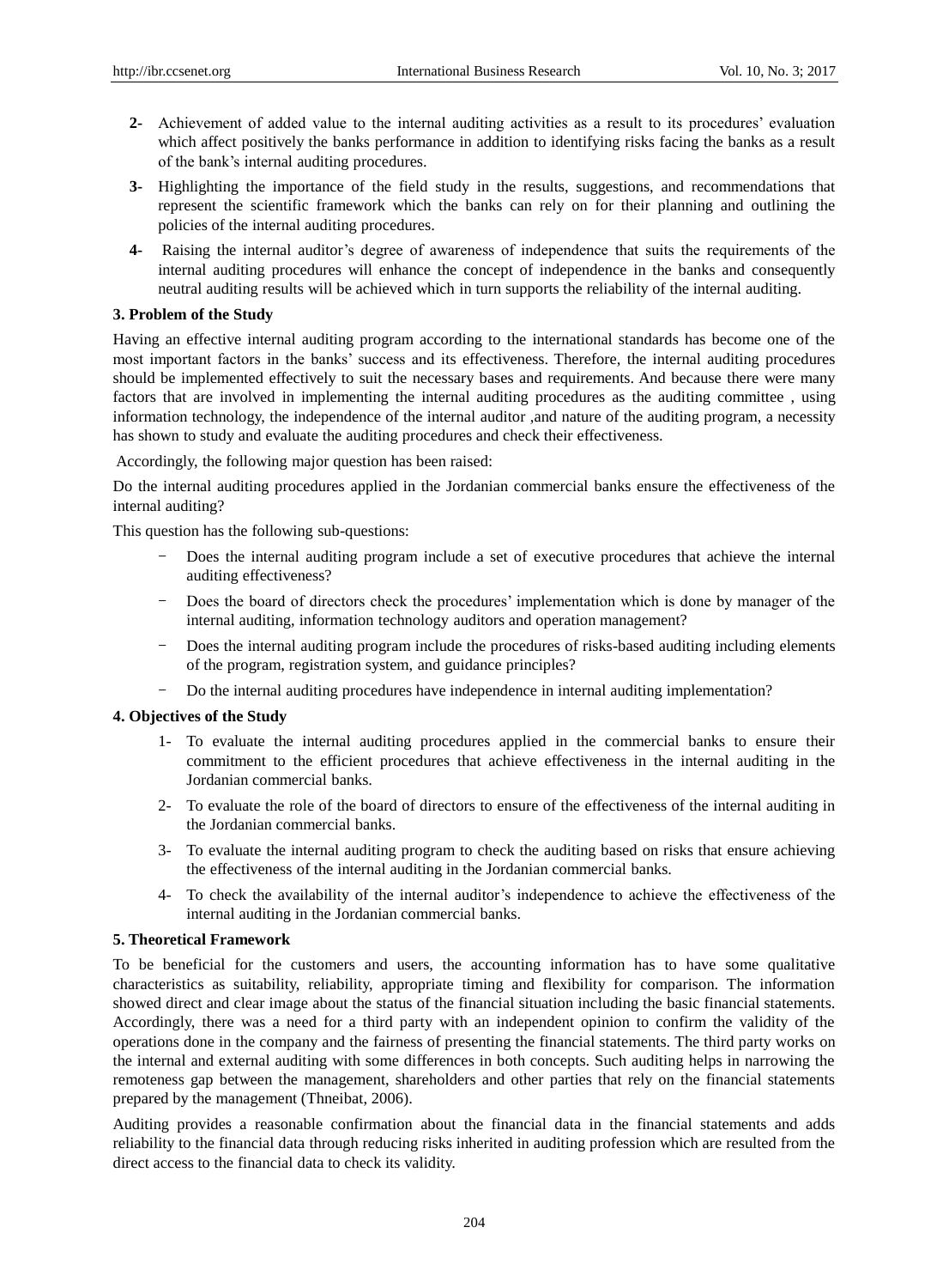2- Achievement of added value to the internal auditing activities as a result to its procedures' evaluation which affect positively the banks performance in addition to identifying risks facing the banks as a result of the bank's internal auditing procedures.

3- Highlighting the importance of the field study in the results, suggestions, and recommendations that represent the scientific framework which the banks can rely on for their planning and outlining the policies of the internal auditing procedures.

4- Raising the internal auditor's degree of awareness of independence that suits the requirements of the internal auditing procedures will enhance the concept of independence in the banks and consequently neutral auditing results will be achieved which in turn supports the reliability of the internal auditing.

### 3. Problem of the Study

Having an effective internal auditing program according to the international standards has become one of the most important factors in the banks' success and its effectiveness. Therefore, the internal auditing procedures should be implemented effectively to suit the necessary bases and requirements. And because there were many factors that are involved in implementing the internal auditing procedures as the auditing committee , using information technology, the independence of the internal auditor ,and nature of the auditing program, a necessity has shown to study and evaluate the auditing procedures and check their effectiveness.

Accordingly, the following major question has been raised:

Do the internal auditing procedures applied in the Jordanian commercial banks ensure the effectiveness of the internal auditing?

This question has the following sub-questions:

- Does the internal auditing program include a set of executive procedures that achieve the internal auditing effectiveness?
- Does the board of directors check the procedures' implementation which is done by manager of the internal auditing, information technology auditors and operation management?
- Does the internal auditing program include the procedures of risks-based auditing including elements of the program, registration system, and guidance principles?
- Do the internal auditing procedures have independence in internal auditing implementation?

### 4. Objectives of the Study

1- To evaluate the internal auditing procedures applied in the commercial banks to ensure their commitment to the efficient procedures that achieve effectiveness in the internal auditing in the Jordanian commercial banks.

2- To evaluate the role of the board of directors to ensure of the effectiveness of the internal auditing in the Jordanian commercial banks.

3- To evaluate the internal auditing program to check the auditing based on risks that ensure achieving the effectiveness of the internal auditing in the Jordanian commercial banks.

4- To check the availability of the internal auditor's independence to achieve the effectiveness of the internal auditing in the Jordanian commercial banks.

### 5. Theoretical Framework

To be beneficial for the customers and users, the accounting information has to have some qualitative characteristics as suitability, reliability, appropriate timing and flexibility for comparison. The information showed direct and clear image about the status of the financial situation including the basic financial statements. Accordingly, there was a need for a third party with an independent opinion to confirm the validity of the operations done in the company and the fairness of presenting the financial statements. The third party works on the internal and external auditing with some differences in both concepts. Such auditing helps in narrowing the remoteness gap between the management, shareholders and other parties that rely on the financial statements prepared by the management (Thneibat, 2006).

Auditing provides a reasonable confirmation about the financial data in the financial statements and adds reliability to the financial data through reducing risks inherited in auditing profession which are resulted from the direct access to the financial data to check its validity.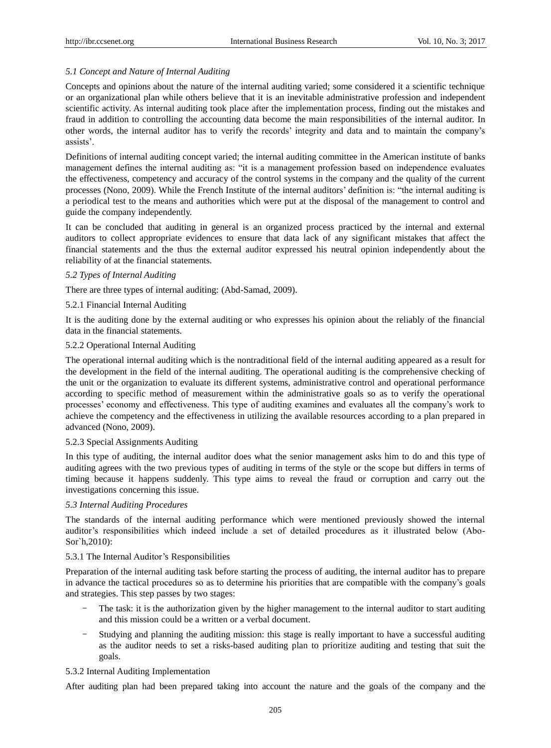### *5.1 Concept and Nature of Internal Auditing*

Concepts and opinions about the nature of the internal auditing varied; some considered it a scientific technique or an organizational plan while others believe that it is an inevitable administrative profession and independent scientific activity. As internal auditing took place after the implementation process, finding out the mistakes and fraud in addition to controlling the accounting data become the main responsibilities of the internal auditor. In other words, the internal auditor has to verify the records' integrity and data and to maintain the company's assists'.

Definitions of internal auditing concept varied; the internal auditing committee in the American institute of banks management defines the internal auditing as: "it is a management profession based on independence evaluates the effectiveness, competency and accuracy of the control systems in the company and the quality of the current processes (Nono, 2009). While the French Institute of the internal auditors' definition is: "the internal auditing is a periodical test to the means and authorities which were put at the disposal of the management to control and guide the company independently.

It can be concluded that auditing in general is an organized process practiced by the internal and external auditors to collect appropriate evidences to ensure that data lack of any significant mistakes that affect the financial statements and the thus the external auditor expressed his neutral opinion independently about the reliability of at the financial statements.

### *5.2 Types of Internal Auditing*

There are three types of internal auditing: (Abd-Samad, 2009).

#### 5.2.1 Financial Internal Auditing

It is the auditing done by the external auditing or who expresses his opinion about the reliably of the financial data in the financial statements.

#### 5.2.2 Operational Internal Auditing

The operational internal auditing which is the nontraditional field of the internal auditing appeared as a result for the development in the field of the internal auditing. The operational auditing is the comprehensive checking of the unit or the organization to evaluate its different systems, administrative control and operational performance according to specific method of measurement within the administrative goals so as to verify the operational processes' economy and effectiveness. This type of auditing examines and evaluates all the company's work to achieve the competency and the effectiveness in utilizing the available resources according to a plan prepared in advanced (Nono, 2009).

#### 5.2.3 Special Assignments Auditing

In this type of auditing, the internal auditor does what the senior management asks him to do and this type of auditing agrees with the two previous types of auditing in terms of the style or the scope but differs in terms of timing because it happens suddenly. This type aims to reveal the fraud or corruption and carry out the investigations concerning this issue.

### *5.3 Internal Auditing Procedures*

The standards of the internal auditing performance which were mentioned previously showed the internal auditor's responsibilities which indeed include a set of detailed procedures as it illustrated below (Abo-Sor`h,2010):

#### 5.3.1 The Internal Auditor's Responsibilities

Preparation of the internal auditing task before starting the process of auditing, the internal auditor has to prepare in advance the tactical procedures so as to determine his priorities that are compatible with the company's goals and strategies. This step passes by two stages:

- The task: it is the authorization given by the higher management to the internal auditor to start auditing and this mission could be a written or a verbal document.
- Studying and planning the auditing mission: this stage is really important to have a successful auditing as the auditor needs to set a risks-based auditing plan to prioritize auditing and testing that suit the goals.

#### 5.3.2 Internal Auditing Implementation

After auditing plan had been prepared taking into account the nature and the goals of the company and the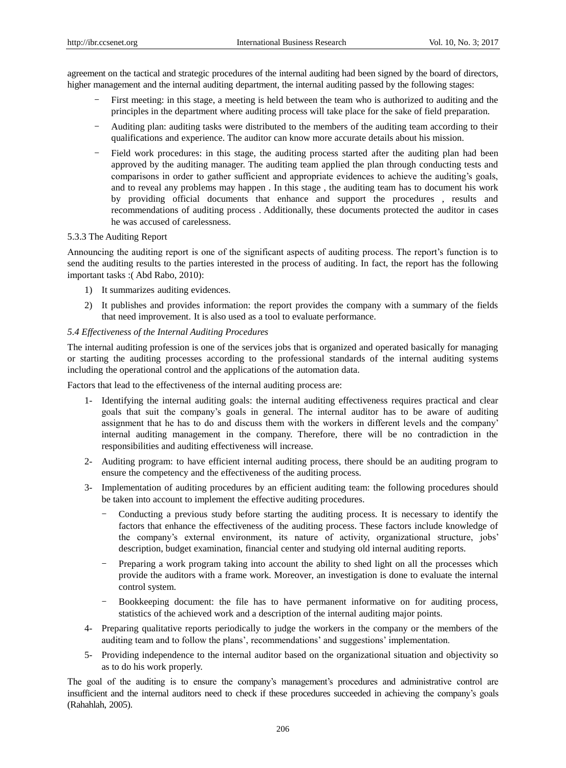agreement on the tactical and strategic procedures of the internal auditing had been signed by the board of directors, higher management and the internal auditing department, the internal auditing passed by the following stages:

- First meeting: in this stage, a meeting is held between the team who is authorized to auditing and the principles in the department where auditing process will take place for the sake of field preparation.
- Auditing plan: auditing tasks were distributed to the members of the auditing team according to their qualifications and experience. The auditor can know more accurate details about his mission.
- Field work procedures: in this stage, the auditing process started after the auditing plan had been approved by the auditing manager. The auditing team applied the plan through conducting tests and comparisons in order to gather sufficient and appropriate evidences to achieve the auditing's goals, and to reveal any problems may happen . In this stage , the auditing team has to document his work by providing official documents that enhance and support the procedures , results and recommendations of auditing process . Additionally, these documents protected the auditor in cases he was accused of carelessness.

#### 5.3.3 The Auditing Report

Announcing the auditing report is one of the significant aspects of auditing process. The report's function is to send the auditing results to the parties interested in the process of auditing. In fact, the report has the following important tasks :( Abd Rabo, 2010):

1) It summarizes auditing evidences.
2) It publishes and provides information: the report provides the company with a summary of the fields that need improvement. It is also used as a tool to evaluate performance.

### *5.4 Effectiveness of the Internal Auditing Procedures*

The internal auditing profession is one of the services jobs that is organized and operated basically for managing or starting the auditing processes according to the professional standards of the internal auditing systems including the operational control and the applications of the automation data.

Factors that lead to the effectiveness of the internal auditing process are:

1- Identifying the internal auditing goals: the internal auditing effectiveness requires practical and clear goals that suit the company's goals in general. The internal auditor has to be aware of auditing assignment that he has to do and discuss them with the workers in different levels and the company' internal auditing management in the company. Therefore, there will be no contradiction in the responsibilities and auditing effectiveness will increase.

2- Auditing program: to have efficient internal auditing process, there should be an auditing program to ensure the competency and the effectiveness of the auditing process.

3- Implementation of auditing procedures by an efficient auditing team: the following procedures should be taken into account to implement the effective auditing procedures.

   - Conducting a previous study before starting the auditing process. It is necessary to identify the factors that enhance the effectiveness of the auditing process. These factors include knowledge of the company's external environment, its nature of activity, organizational structure, jobs' description, budget examination, financial center and studying old internal auditing reports.
   - Preparing a work program taking into account the ability to shed light on all the processes which provide the auditors with a frame work. Moreover, an investigation is done to evaluate the internal control system.
   - Bookkeeping document: the file has to have permanent informative on for auditing process, statistics of the achieved work and a description of the internal auditing major points.

4- Preparing qualitative reports periodically to judge the workers in the company or the members of the auditing team and to follow the plans', recommendations' and suggestions' implementation.

5- Providing independence to the internal auditor based on the organizational situation and objectivity so as to do his work properly.

The goal of the auditing is to ensure the company's management's procedures and administrative control are insufficient and the internal auditors need to check if these procedures succeeded in achieving the company's goals (Rahahlah, 2005).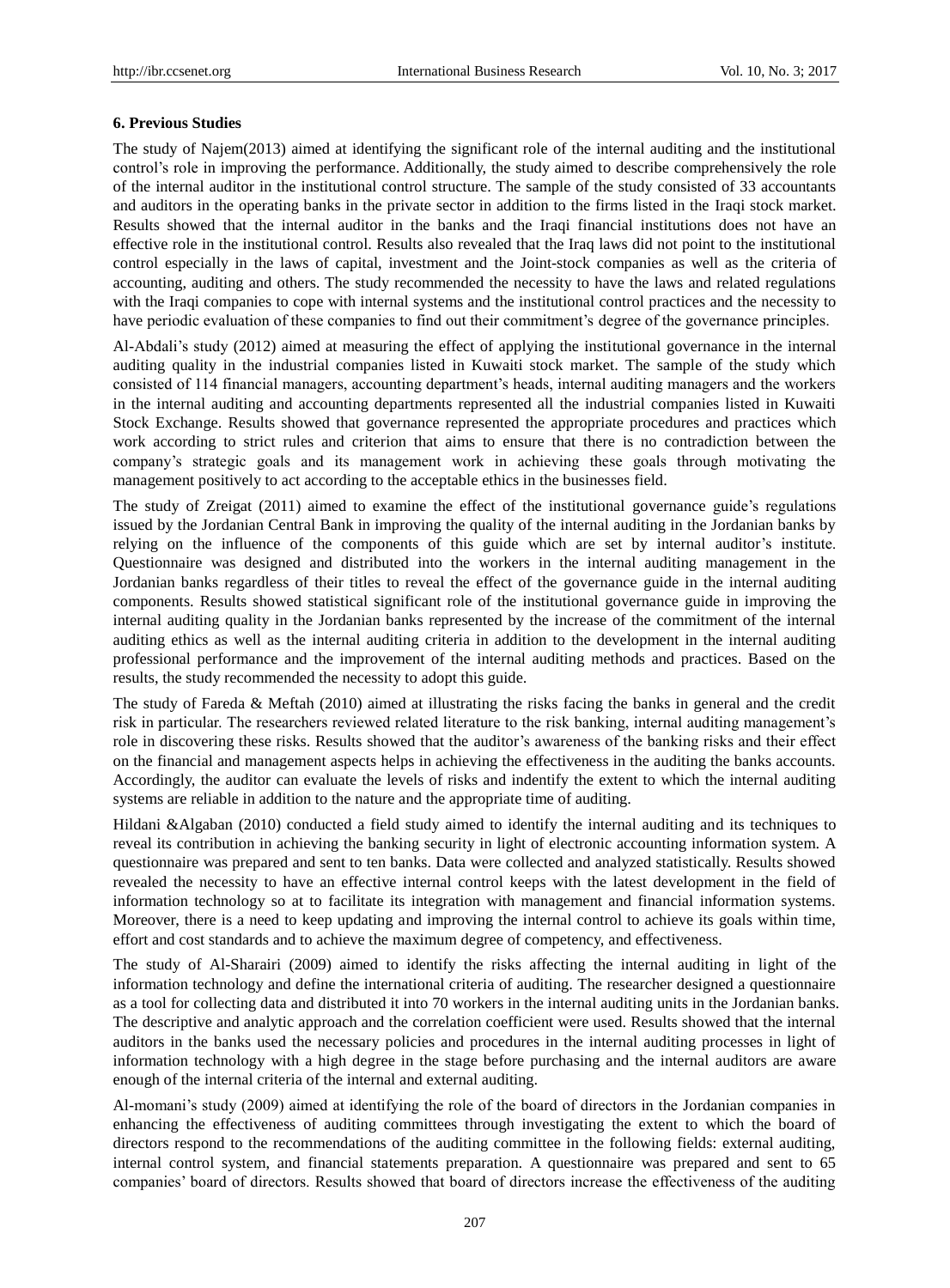### 6. Previous Studies

The study of Najem(2013) aimed at identifying the significant role of the internal auditing and the institutional control's role in improving the performance. Additionally, the study aimed to describe comprehensively the role of the internal auditor in the institutional control structure. The sample of the study consisted of 33 accountants and auditors in the operating banks in the private sector in addition to the firms listed in the Iraqi stock market. Results showed that the internal auditor in the banks and the Iraqi financial institutions does not have an effective role in the institutional control. Results also revealed that the Iraq laws did not point to the institutional control especially in the laws of capital, investment and the Joint-stock companies as well as the criteria of accounting, auditing and others. The study recommended the necessity to have the laws and related regulations with the Iraqi companies to cope with internal systems and the institutional control practices and the necessity to have periodic evaluation of these companies to find out their commitment's degree of the governance principles.

Al-Abdali's study (2012) aimed at measuring the effect of applying the institutional governance in the internal auditing quality in the industrial companies listed in Kuwaiti stock market. The sample of the study which consisted of 114 financial managers, accounting department's heads, internal auditing managers and the workers in the internal auditing and accounting departments represented all the industrial companies listed in Kuwaiti Stock Exchange. Results showed that governance represented the appropriate procedures and practices which work according to strict rules and criterion that aims to ensure that there is no contradiction between the company's strategic goals and its management work in achieving these goals through motivating the management positively to act according to the acceptable ethics in the businesses field.

The study of Zreigat (2011) aimed to examine the effect of the institutional governance guide's regulations issued by the Jordanian Central Bank in improving the quality of the internal auditing in the Jordanian banks by relying on the influence of the components of this guide which are set by internal auditor's institute. Questionnaire was designed and distributed into the workers in the internal auditing management in the Jordanian banks regardless of their titles to reveal the effect of the governance guide in the internal auditing components. Results showed statistical significant role of the institutional governance guide in improving the internal auditing quality in the Jordanian banks represented by the increase of the commitment of the internal auditing ethics as well as the internal auditing criteria in addition to the development in the internal auditing professional performance and the improvement of the internal auditing methods and practices. Based on the results, the study recommended the necessity to adopt this guide.

The study of Fareda & Meftah (2010) aimed at illustrating the risks facing the banks in general and the credit risk in particular. The researchers reviewed related literature to the risk banking, internal auditing management's role in discovering these risks. Results showed that the auditor's awareness of the banking risks and their effect on the financial and management aspects helps in achieving the effectiveness in the auditing the banks accounts. Accordingly, the auditor can evaluate the levels of risks and indentify the extent to which the internal auditing systems are reliable in addition to the nature and the appropriate time of auditing.

Hildani &Algaban (2010) conducted a field study aimed to identify the internal auditing and its techniques to reveal its contribution in achieving the banking security in light of electronic accounting information system. A questionnaire was prepared and sent to ten banks. Data were collected and analyzed statistically. Results showed revealed the necessity to have an effective internal control keeps with the latest development in the field of information technology so at to facilitate its integration with management and financial information systems. Moreover, there is a need to keep updating and improving the internal control to achieve its goals within time, effort and cost standards and to achieve the maximum degree of competency, and effectiveness.

The study of Al-Sharairi (2009) aimed to identify the risks affecting the internal auditing in light of the information technology and define the international criteria of auditing. The researcher designed a questionnaire as a tool for collecting data and distributed it into 70 workers in the internal auditing units in the Jordanian banks. The descriptive and analytic approach and the correlation coefficient were used. Results showed that the internal auditors in the banks used the necessary policies and procedures in the internal auditing processes in light of information technology with a high degree in the stage before purchasing and the internal auditors are aware enough of the internal criteria of the internal and external auditing.

Al-momani's study (2009) aimed at identifying the role of the board of directors in the Jordanian companies in enhancing the effectiveness of auditing committees through investigating the extent to which the board of directors respond to the recommendations of the auditing committee in the following fields: external auditing, internal control system, and financial statements preparation. A questionnaire was prepared and sent to 65 companies' board of directors. Results showed that board of directors increase the effectiveness of the auditing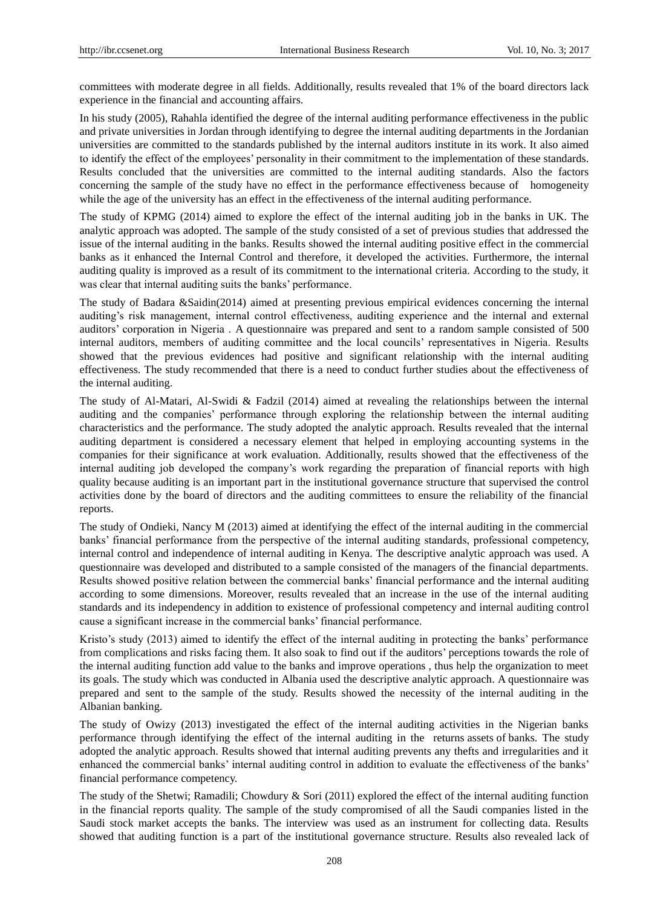committees with moderate degree in all fields. Additionally, results revealed that 1% of the board directors lack experience in the financial and accounting affairs.

In his study (2005), Rahahla identified the degree of the internal auditing performance effectiveness in the public and private universities in Jordan through identifying to degree the internal auditing departments in the Jordanian universities are committed to the standards published by the internal auditors institute in its work. It also aimed to identify the effect of the employees' personality in their commitment to the implementation of these standards. Results concluded that the universities are committed to the internal auditing standards. Also the factors concerning the sample of the study have no effect in the performance effectiveness because of homogeneity while the age of the university has an effect in the effectiveness of the internal auditing performance.

The study of KPMG (2014) aimed to explore the effect of the internal auditing job in the banks in UK. The analytic approach was adopted. The sample of the study consisted of a set of previous studies that addressed the issue of the internal auditing in the banks. Results showed the internal auditing positive effect in the commercial banks as it enhanced the Internal Control and therefore, it developed the activities. Furthermore, the internal auditing quality is improved as a result of its commitment to the international criteria. According to the study, it was clear that internal auditing suits the banks' performance.

The study of Badara &Saidin(2014) aimed at presenting previous empirical evidences concerning the internal auditing's risk management, internal control effectiveness, auditing experience and the internal and external auditors' corporation in Nigeria . A questionnaire was prepared and sent to a random sample consisted of 500 internal auditors, members of auditing committee and the local councils' representatives in Nigeria. Results showed that the previous evidences had positive and significant relationship with the internal auditing effectiveness. The study recommended that there is a need to conduct further studies about the effectiveness of the internal auditing.

The study of Al-Matari, Al-Swidi & Fadzil (2014) aimed at revealing the relationships between the internal auditing and the companies' performance through exploring the relationship between the internal auditing characteristics and the performance. The study adopted the analytic approach. Results revealed that the internal auditing department is considered a necessary element that helped in employing accounting systems in the companies for their significance at work evaluation. Additionally, results showed that the effectiveness of the internal auditing job developed the company's work regarding the preparation of financial reports with high quality because auditing is an important part in the institutional governance structure that supervised the control activities done by the board of directors and the auditing committees to ensure the reliability of the financial reports.

The study of Ondieki, Nancy M (2013) aimed at identifying the effect of the internal auditing in the commercial banks' financial performance from the perspective of the internal auditing standards, professional competency, internal control and independence of internal auditing in Kenya. The descriptive analytic approach was used. A questionnaire was developed and distributed to a sample consisted of the managers of the financial departments. Results showed positive relation between the commercial banks' financial performance and the internal auditing according to some dimensions. Moreover, results revealed that an increase in the use of the internal auditing standards and its independency in addition to existence of professional competency and internal auditing control cause a significant increase in the commercial banks' financial performance.

Kristo's study (2013) aimed to identify the effect of the internal auditing in protecting the banks' performance from complications and risks facing them. It also soak to find out if the auditors' perceptions towards the role of the internal auditing function add value to the banks and improve operations , thus help the organization to meet its goals. The study which was conducted in Albania used the descriptive analytic approach. A questionnaire was prepared and sent to the sample of the study. Results showed the necessity of the internal auditing in the Albanian banking.

The study of Owizy (2013) investigated the effect of the internal auditing activities in the Nigerian banks performance through identifying the effect of the internal auditing in the returns assets of banks. The study adopted the analytic approach. Results showed that internal auditing prevents any thefts and irregularities and it enhanced the commercial banks' internal auditing control in addition to evaluate the effectiveness of the banks' financial performance competency.

The study of the Shetwi; Ramadili; Chowdury & Sori (2011) explored the effect of the internal auditing function in the financial reports quality. The sample of the study compromised of all the Saudi companies listed in the Saudi stock market accepts the banks. The interview was used as an instrument for collecting data. Results showed that auditing function is a part of the institutional governance structure. Results also revealed lack of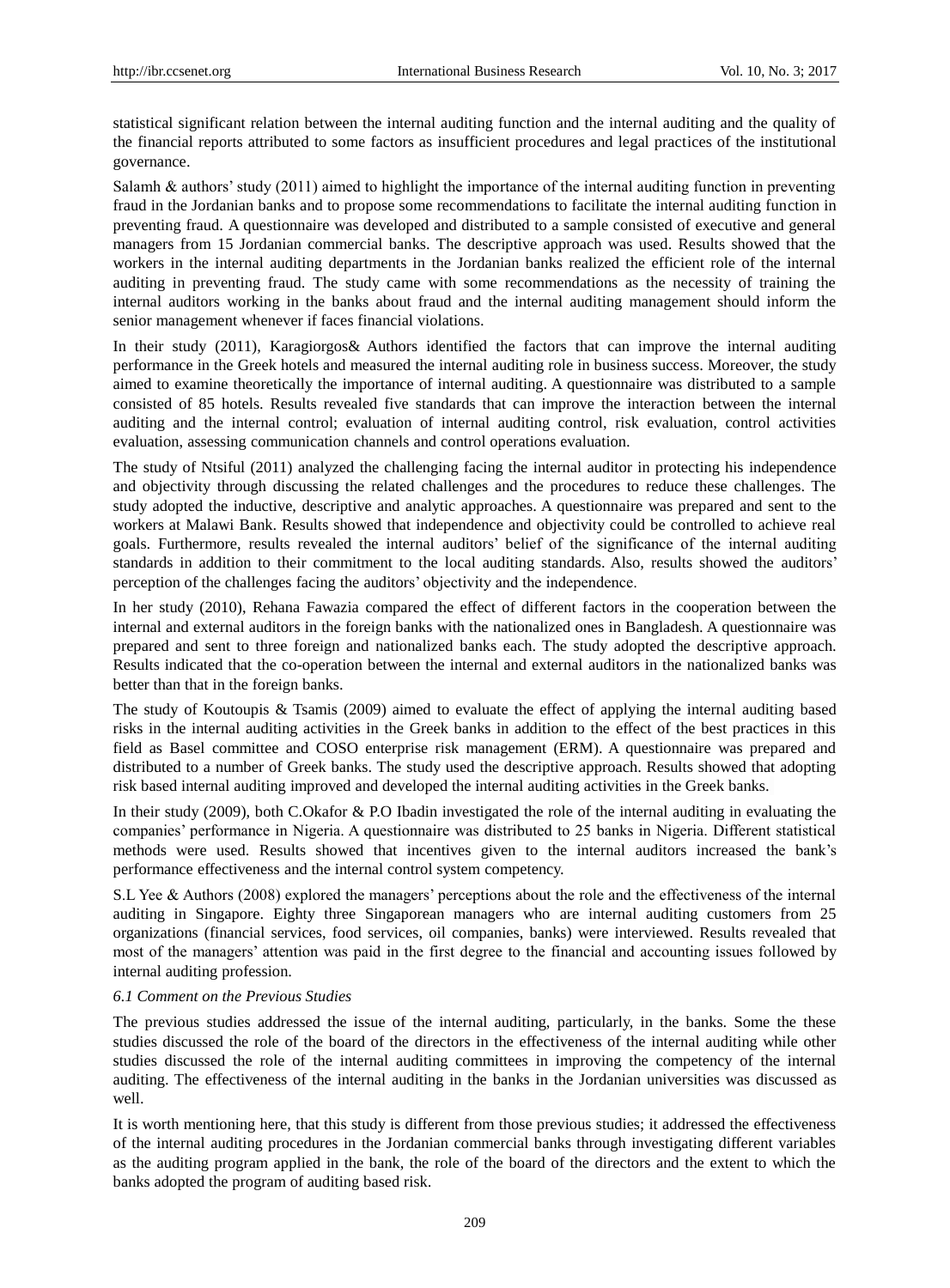statistical significant relation between the internal auditing function and the internal auditing and the quality of the financial reports attributed to some factors as insufficient procedures and legal practices of the institutional governance.

Salamh & authors' study (2011) aimed to highlight the importance of the internal auditing function in preventing fraud in the Jordanian banks and to propose some recommendations to facilitate the internal auditing function in preventing fraud. A questionnaire was developed and distributed to a sample consisted of executive and general managers from 15 Jordanian commercial banks. The descriptive approach was used. Results showed that the workers in the internal auditing departments in the Jordanian banks realized the efficient role of the internal auditing in preventing fraud. The study came with some recommendations as the necessity of training the internal auditors working in the banks about fraud and the internal auditing management should inform the senior management whenever if faces financial violations.

In their study (2011), Karagiorgos& Authors identified the factors that can improve the internal auditing performance in the Greek hotels and measured the internal auditing role in business success. Moreover, the study aimed to examine theoretically the importance of internal auditing. A questionnaire was distributed to a sample consisted of 85 hotels. Results revealed five standards that can improve the interaction between the internal auditing and the internal control; evaluation of internal auditing control, risk evaluation, control activities evaluation, assessing communication channels and control operations evaluation.

The study of Ntsiful (2011) analyzed the challenging facing the internal auditor in protecting his independence and objectivity through discussing the related challenges and the procedures to reduce these challenges. The study adopted the inductive, descriptive and analytic approaches. A questionnaire was prepared and sent to the workers at Malawi Bank. Results showed that independence and objectivity could be controlled to achieve real goals. Furthermore, results revealed the internal auditors' belief of the significance of the internal auditing standards in addition to their commitment to the local auditing standards. Also, results showed the auditors' perception of the challenges facing the auditors' objectivity and the independence.

In her study (2010), Rehana Fawazia compared the effect of different factors in the cooperation between the internal and external auditors in the foreign banks with the nationalized ones in Bangladesh. A questionnaire was prepared and sent to three foreign and nationalized banks each. The study adopted the descriptive approach. Results indicated that the co-operation between the internal and external auditors in the nationalized banks was better than that in the foreign banks.

The study of Koutoupis & Tsamis (2009) aimed to evaluate the effect of applying the internal auditing based risks in the internal auditing activities in the Greek banks in addition to the effect of the best practices in this field as Basel committee and COSO enterprise risk management (ERM). A questionnaire was prepared and distributed to a number of Greek banks. The study used the descriptive approach. Results showed that adopting risk based internal auditing improved and developed the internal auditing activities in the Greek banks.

In their study (2009), both C.Okafor & P.O Ibadin investigated the role of the internal auditing in evaluating the companies' performance in Nigeria. A questionnaire was distributed to 25 banks in Nigeria. Different statistical methods were used. Results showed that incentives given to the internal auditors increased the bank's performance effectiveness and the internal control system competency.

S.L Yee & Authors (2008) explored the managers' perceptions about the role and the effectiveness of the internal auditing in Singapore. Eighty three Singaporean managers who are internal auditing customers from 25 organizations (financial services, food services, oil companies, banks) were interviewed. Results revealed that most of the managers' attention was paid in the first degree to the financial and accounting issues followed by internal auditing profession.

### *6.1 Comment on the Previous Studies*

The previous studies addressed the issue of the internal auditing, particularly, in the banks. Some the these studies discussed the role of the board of the directors in the effectiveness of the internal auditing while other studies discussed the role of the internal auditing committees in improving the competency of the internal auditing. The effectiveness of the internal auditing in the banks in the Jordanian universities was discussed as well.

It is worth mentioning here, that this study is different from those previous studies; it addressed the effectiveness of the internal auditing procedures in the Jordanian commercial banks through investigating different variables as the auditing program applied in the bank, the role of the board of the directors and the extent to which the banks adopted the program of auditing based risk.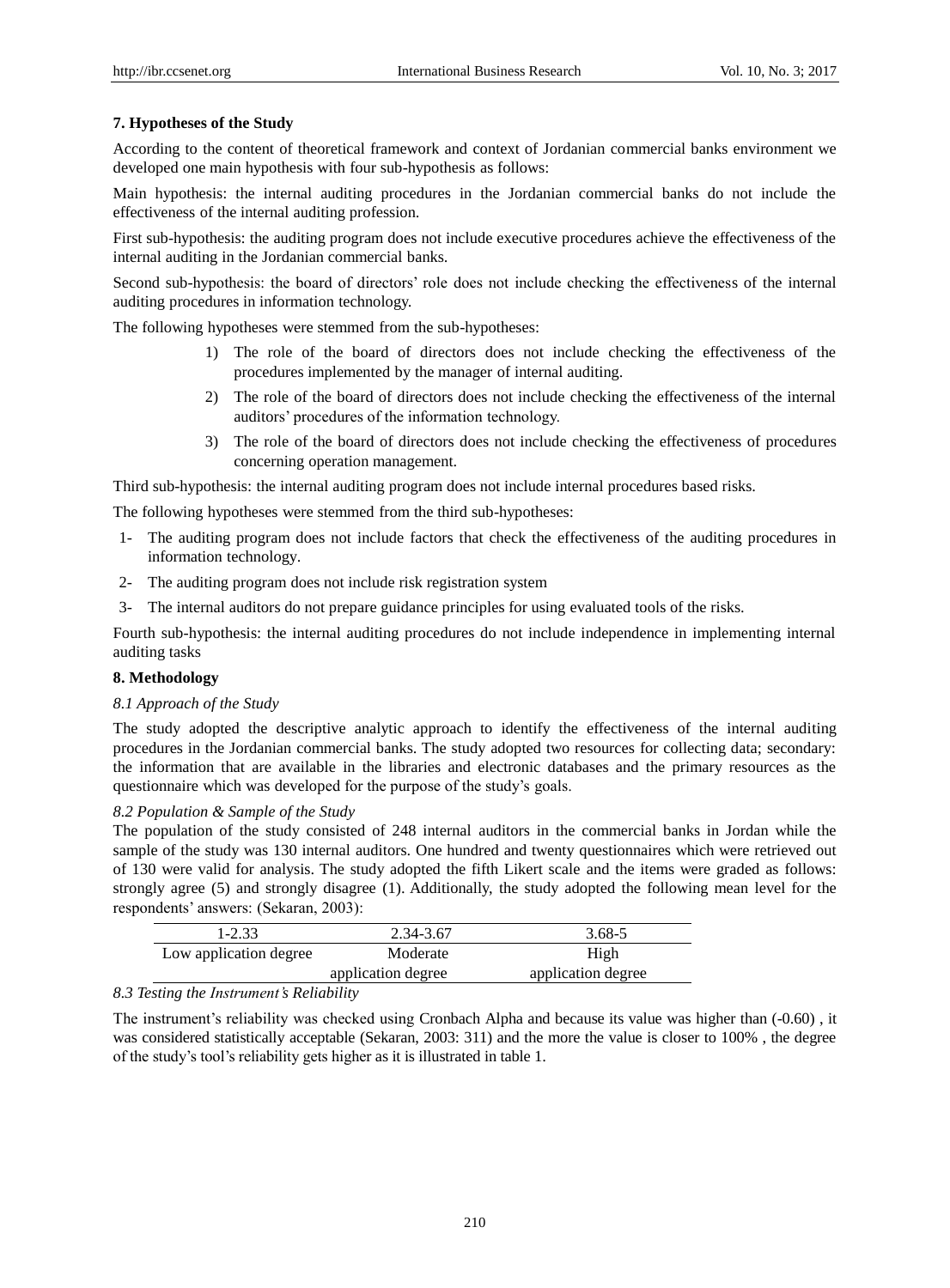### 7. Hypotheses of the Study

According to the content of theoretical framework and context of Jordanian commercial banks environment we developed one main hypothesis with four sub-hypothesis as follows:

Main hypothesis: the internal auditing procedures in the Jordanian commercial banks do not include the effectiveness of the internal auditing profession.

First sub-hypothesis: the auditing program does not include executive procedures achieve the effectiveness of the internal auditing in the Jordanian commercial banks.

Second sub-hypothesis: the board of directors' role does not include checking the effectiveness of the internal auditing procedures in information technology.

The following hypotheses were stemmed from the sub-hypotheses:

1) The role of the board of directors does not include checking the effectiveness of the procedures implemented by the manager of internal auditing.
2) The role of the board of directors does not include checking the effectiveness of the internal auditors' procedures of the information technology.
3) The role of the board of directors does not include checking the effectiveness of procedures concerning operation management.

Third sub-hypothesis: the internal auditing program does not include internal procedures based risks.

The following hypotheses were stemmed from the third sub-hypotheses:

1- The auditing program does not include factors that check the effectiveness of the auditing procedures in information technology.
2- The auditing program does not include risk registration system
3- The internal auditors do not prepare guidance principles for using evaluated tools of the risks.

Fourth sub-hypothesis: the internal auditing procedures do not include independence in implementing internal auditing tasks

### 8. Methodology

#### *8.1 Approach of the Study*

The study adopted the descriptive analytic approach to identify the effectiveness of the internal auditing procedures in the Jordanian commercial banks. The study adopted two resources for collecting data; secondary: the information that are available in the libraries and electronic databases and the primary resources as the questionnaire which was developed for the purpose of the study's goals.

#### *8.2 Population & Sample of the Study*

The population of the study consisted of 248 internal auditors in the commercial banks in Jordan while the sample of the study was 130 internal auditors. One hundred and twenty questionnaires which were retrieved out of 130 were valid for analysis. The study adopted the fifth Likert scale and the items were graded as follows: strongly agree (5) and strongly disagree (1). Additionally, the study adopted the following mean level for the respondents' answers: (Sekaran, 2003):

| 1-2.33 | 2.34-3.67 | 3.68-5 |
|---|---|---|
| Low application degree | Moderate application degree | High application degree |

#### *8.3 Testing the Instrument's Reliability*

The instrument's reliability was checked using Cronbach Alpha and because its value was higher than (-0.60) , it was considered statistically acceptable (Sekaran, 2003: 311) and the more the value is closer to 100% , the degree of the study's tool's reliability gets higher as it is illustrated in table 1.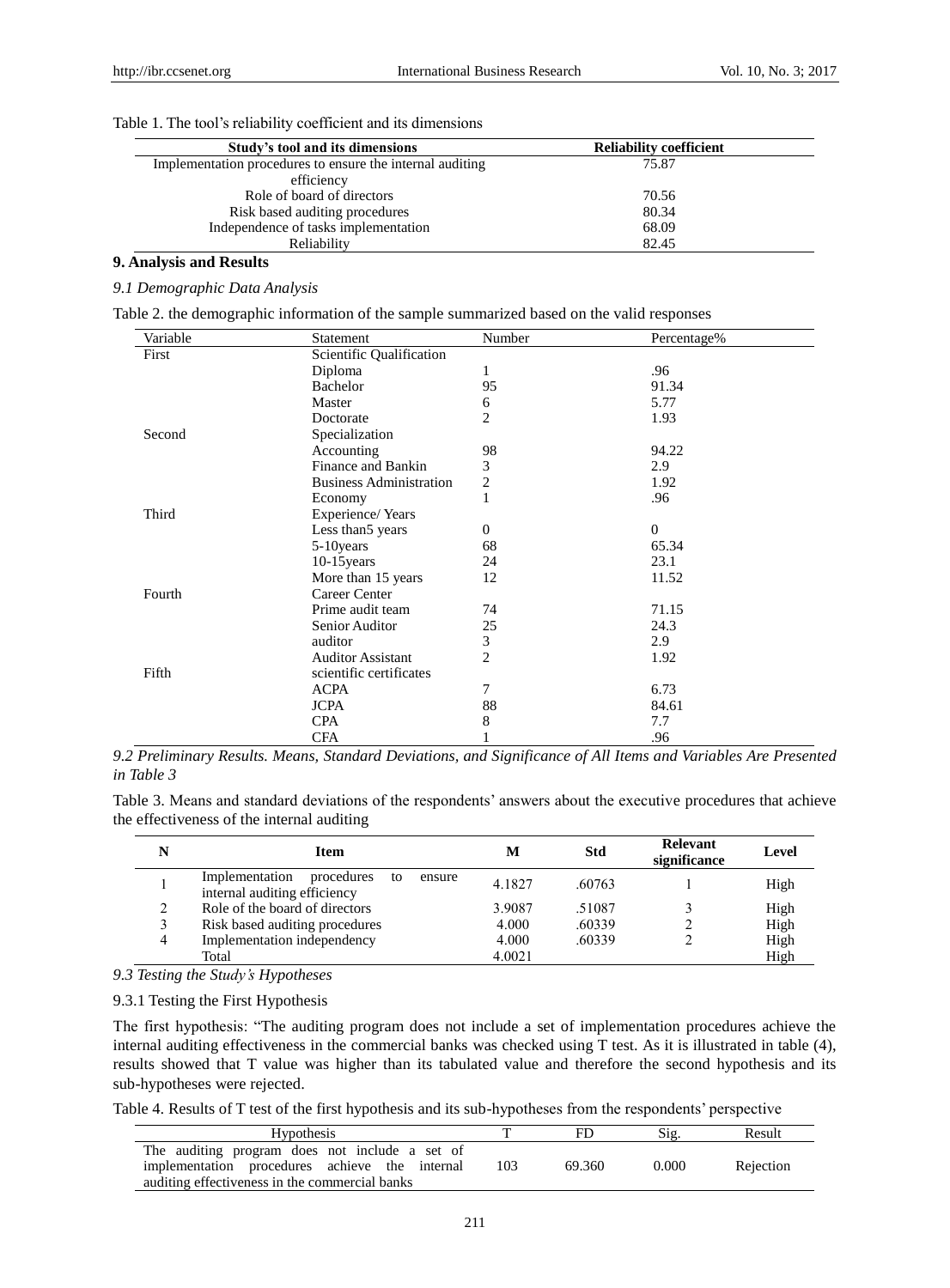Table 1. The tool's reliability coefficient and its dimensions

| Study's tool and its dimensions | Reliability coefficient |
|---|---|
| Implementation procedures to ensure the internal auditing efficiency | 75.87 |
| Role of board of directors | 70.56 |
| Risk based auditing procedures | 80.34 |
| Independence of tasks implementation | 68.09 |
| Reliability | 82.45 |

## 9. Analysis and Results

### *9.1 Demographic Data Analysis*

Table 2. the demographic information of the sample summarized based on the valid responses

| Variable | Statement | Number | Percentage% |
|---|---|---|---|
| First | Scientific Qualification | | |
| | Diploma | 1 | .96 |
| | Bachelor | 95 | 91.34 |
| | Master | 6 | 5.77 |
| | Doctorate | 2 | 1.93 |
| Second | Specialization | | |
| | Accounting | 98 | 94.22 |
| | Finance and Bankin | 3 | 2.9 |
| | Business Administration | 2 | 1.92 |
| | Economy | 1 | .96 |
| Third | Experience/ Years | | |
| | Less than5 years | 0 | 0 |
| | 5-10years | 68 | 65.34 |
| | 10-15years | 24 | 23.1 |
| | More than 15 years | 12 | 11.52 |
| Fourth | Career Center | | |
| | Prime audit team | 74 | 71.15 |
| | Senior Auditor | 25 | 24.3 |
| | auditor | 3 | 2.9 |
| | Auditor Assistant | 2 | 1.92 |
| Fifth | scientific certificates | | |
| | ACPA | 7 | 6.73 |
| | JCPA | 88 | 84.61 |
| | CPA | 8 | 7.7 |
| | CFA | 1 | .96 |

### *9.2 Preliminary Results. Means, Standard Deviations, and Significance of All Items and Variables Are Presented in Table 3*

Table 3. Means and standard deviations of the respondents' answers about the executive procedures that achieve the effectiveness of the internal auditing

| N | Item | M | Std | Relevant significance | Level |
|---|---|---|---|---|---|
| 1 | Implementation procedures to ensure internal auditing efficiency | 4.1827 | .60763 | 1 | High |
| 2 | Role of the board of directors | 3.9087 | .51087 | 3 | High |
| 3 | Risk based auditing procedures | 4.000 | .60339 | 2 | High |
| 4 | Implementation independency | 4.000 | .60339 | 2 | High |
| | Total | 4.0021 | | | High |

### *9.3 Testing the Study's Hypotheses*

#### 9.3.1 Testing the First Hypothesis

The first hypothesis: "The auditing program does not include a set of implementation procedures achieve the internal auditing effectiveness in the commercial banks was checked using T test. As it is illustrated in table (4), results showed that T value was higher than its tabulated value and therefore the second hypothesis and its sub-hypotheses were rejected.

Table 4. Results of T test of the first hypothesis and its sub-hypotheses from the respondents' perspective

| Hypothesis | T | FD | Sig. | Result |
|---|---|---|---|---|
| The auditing program does not include a set of implementation procedures achieve the internal auditing effectiveness in the commercial banks | 103 | 69.360 | 0.000 | Rejection |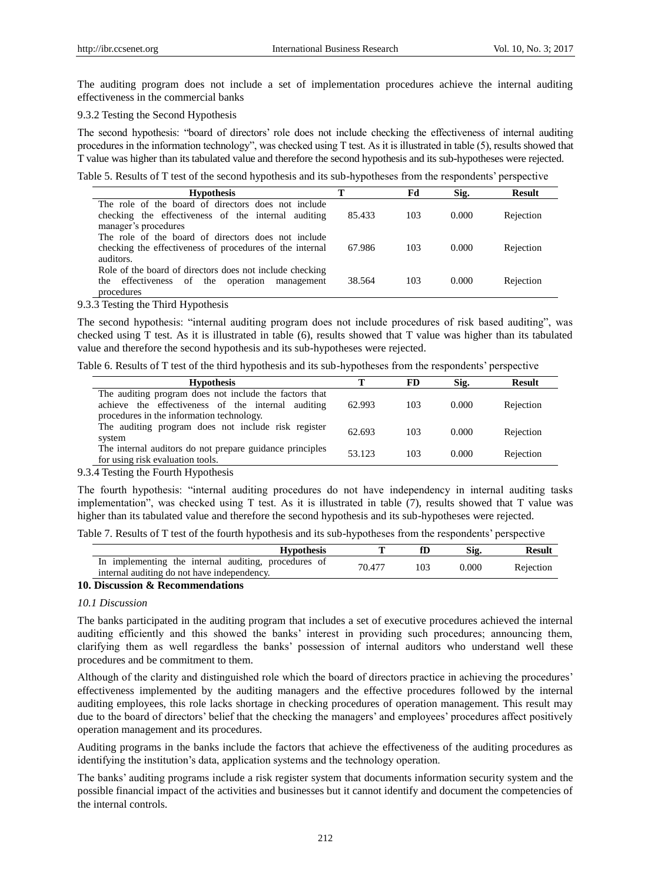The auditing program does not include a set of implementation procedures achieve the internal auditing effectiveness in the commercial banks

9.3.2 Testing the Second Hypothesis

The second hypothesis: "board of directors' role does not include checking the effectiveness of internal auditing procedures in the information technology", was checked using T test. As it is illustrated in table (5), results showed that T value was higher than its tabulated value and therefore the second hypothesis and its sub-hypotheses were rejected.

Table 5. Results of T test of the second hypothesis and its sub-hypotheses from the respondents' perspective

| Hypothesis | T | Fd | Sig. | Result |
|---|---|---|---|---|
| The role of the board of directors does not include checking the effectiveness of the internal auditing manager's procedures | 85.433 | 103 | 0.000 | Rejection |
| The role of the board of directors does not include checking the effectiveness of procedures of the internal auditors. | 67.986 | 103 | 0.000 | Rejection |
| Role of the board of directors does not include checking the effectiveness of the operation management procedures | 38.564 | 103 | 0.000 | Rejection |

9.3.3 Testing the Third Hypothesis

The second hypothesis: "internal auditing program does not include procedures of risk based auditing", was checked using T test. As it is illustrated in table (6), results showed that T value was higher than its tabulated value and therefore the second hypothesis and its sub-hypotheses were rejected.

Table 6. Results of T test of the third hypothesis and its sub-hypotheses from the respondents' perspective

| Hypothesis | T | FD | Sig. | Result |
|---|---|---|---|---|
| The auditing program does not include the factors that achieve the effectiveness of the internal auditing procedures in the information technology. | 62.993 | 103 | 0.000 | Rejection |
| The auditing program does not include risk register system | 62.693 | 103 | 0.000 | Rejection |
| The internal auditors do not prepare guidance principles for using risk evaluation tools. | 53.123 | 103 | 0.000 | Rejection |

9.3.4 Testing the Fourth Hypothesis

The fourth hypothesis: "internal auditing procedures do not have independency in internal auditing tasks implementation", was checked using T test. As it is illustrated in table (7), results showed that T value was higher than its tabulated value and therefore the second hypothesis and its sub-hypotheses were rejected.

Table 7. Results of T test of the fourth hypothesis and its sub-hypotheses from the respondents' perspective

| Hypothesis | T | fD | Sig. | Result |
|---|---|---|---|---|
| In implementing the internal auditing, procedures of internal auditing do not have independency. | 70.477 | 103 | 0.000 | Rejection |

## 10. Discussion & Recommendations

### *10.1 Discussion*

The banks participated in the auditing program that includes a set of executive procedures achieved the internal auditing efficiently and this showed the banks' interest in providing such procedures; announcing them, clarifying them as well regardless the banks' possession of internal auditors who understand well these procedures and be commitment to them.

Although of the clarity and distinguished role which the board of directors practice in achieving the procedures' effectiveness implemented by the auditing managers and the effective procedures followed by the internal auditing employees, this role lacks shortage in checking procedures of operation management. This result may due to the board of directors' belief that the checking the managers' and employees' procedures affect positively operation management and its procedures.

Auditing programs in the banks include the factors that achieve the effectiveness of the auditing procedures as identifying the institution's data, application systems and the technology operation.

The banks' auditing programs include a risk register system that documents information security system and the possible financial impact of the activities and businesses but it cannot identify and document the competencies of the internal controls.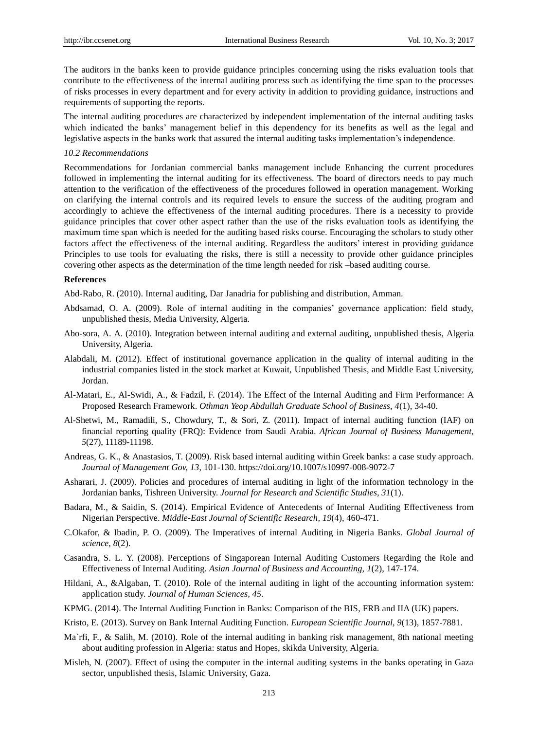The auditors in the banks keen to provide guidance principles concerning using the risks evaluation tools that contribute to the effectiveness of the internal auditing process such as identifying the time span to the processes of risks processes in every department and for every activity in addition to providing guidance, instructions and requirements of supporting the reports.

The internal auditing procedures are characterized by independent implementation of the internal auditing tasks which indicated the banks' management belief in this dependency for its benefits as well as the legal and legislative aspects in the banks work that assured the internal auditing tasks implementation's independence.

*10.2 Recommendations*

Recommendations for Jordanian commercial banks management include Enhancing the current procedures followed in implementing the internal auditing for its effectiveness. The board of directors needs to pay much attention to the verification of the effectiveness of the procedures followed in operation management. Working on clarifying the internal controls and its required levels to ensure the success of the auditing program and accordingly to achieve the effectiveness of the internal auditing procedures. There is a necessity to provide guidance principles that cover other aspect rather than the use of the risks evaluation tools as identifying the maximum time span which is needed for the auditing based risks course. Encouraging the scholars to study other factors affect the effectiveness of the internal auditing. Regardless the auditors' interest in providing guidance Principles to use tools for evaluating the risks, there is still a necessity to provide other guidance principles covering other aspects as the determination of the time length needed for risk –based auditing course.

**References**

Abd-Rabo, R. (2010). Internal auditing, Dar Janadria for publishing and distribution, Amman.

Abdsamad, O. A. (2009). Role of internal auditing in the companies' governance application: field study, unpublished thesis, Media University, Algeria.

Abo-sora, A. A. (2010). Integration between internal auditing and external auditing, unpublished thesis, Algeria University, Algeria.

Alabdali, M. (2012). Effect of institutional governance application in the quality of internal auditing in the industrial companies listed in the stock market at Kuwait, Unpublished Thesis, and Middle East University, Jordan.

Al-Matari, E., Al-Swidi, A., & Fadzil, F. (2014). The Effect of the Internal Auditing and Firm Performance: A Proposed Research Framework. *Othman Yeop Abdullah Graduate School of Business, 4*(1), 34-40.

Al-Shetwi, M., Ramadili, S., Chowdury, T., & Sori, Z. (2011). Impact of internal auditing function (IAF) on financial reporting quality (FRQ): Evidence from Saudi Arabia. *African Journal of Business Management, 5*(27), 11189-11198.

Andreas, G. K., & Anastasios, T. (2009). Risk based internal auditing within Greek banks: a case study approach. *Journal of Management Gov, 13*, 101-130. https://doi.org/10.1007/s10997-008-9072-7

Asharari, J. (2009). Policies and procedures of internal auditing in light of the information technology in the Jordanian banks, Tishreen University. *Journal for Research and Scientific Studies, 31*(1).

Badara, M., & Saidin, S. (2014). Empirical Evidence of Antecedents of Internal Auditing Effectiveness from Nigerian Perspective. *Middle-East Journal of Scientific Research, 19*(4), 460-471.

C.Okafor, & Ibadin, P. O. (2009). The Imperatives of internal Auditing in Nigeria Banks. *Global Journal of science, 8*(2).

Casandra, S. L. Y. (2008). Perceptions of Singaporean Internal Auditing Customers Regarding the Role and Effectiveness of Internal Auditing. *Asian Journal of Business and Accounting, 1*(2), 147-174.

Hildani, A., &Algaban, T. (2010). Role of the internal auditing in light of the accounting information system: application study. *Journal of Human Sciences, 45*.

KPMG. (2014). The Internal Auditing Function in Banks: Comparison of the BIS, FRB and IIA (UK) papers.

Kristo, E. (2013). Survey on Bank Internal Auditing Function. *European Scientific Journal, 9*(13), 1857-7881.

Ma`rfi, F., & Salih, M. (2010). Role of the internal auditing in banking risk management, 8th national meeting about auditing profession in Algeria: status and Hopes, skikda University, Algeria.

Misleh, N. (2007). Effect of using the computer in the internal auditing systems in the banks operating in Gaza sector, unpublished thesis, Islamic University, Gaza.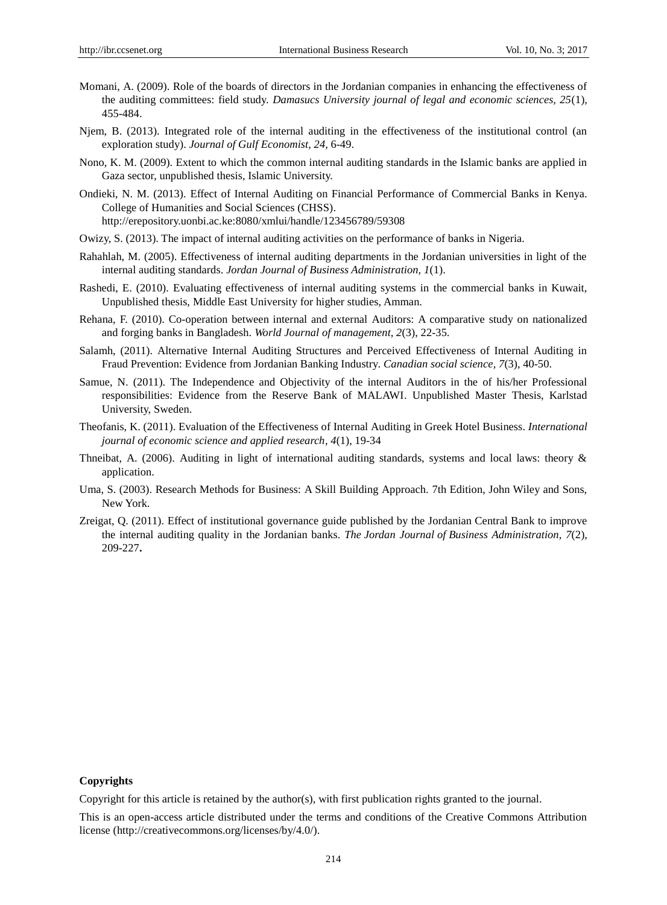Momani, A. (2009). Role of the boards of directors in the Jordanian companies in enhancing the effectiveness of the auditing committees: field study. *Damasucs University journal of legal and economic sciences, 25*(1), 455-484.

Njem, B. (2013). Integrated role of the internal auditing in the effectiveness of the institutional control (an exploration study). *Journal of Gulf Economist, 24*, 6-49.

Nono, K. M. (2009). Extent to which the common internal auditing standards in the Islamic banks are applied in Gaza sector, unpublished thesis, Islamic University.

Ondieki, N. M. (2013). Effect of Internal Auditing on Financial Performance of Commercial Banks in Kenya. College of Humanities and Social Sciences (CHSS). http://erepository.uonbi.ac.ke:8080/xmlui/handle/123456789/59308

Owizy, S. (2013). The impact of internal auditing activities on the performance of banks in Nigeria.

Rahahlah, M. (2005). Effectiveness of internal auditing departments in the Jordanian universities in light of the internal auditing standards. *Jordan Journal of Business Administration, 1*(1).

Rashedi, E. (2010). Evaluating effectiveness of internal auditing systems in the commercial banks in Kuwait, Unpublished thesis, Middle East University for higher studies, Amman.

Rehana, F. (2010). Co-operation between internal and external Auditors: A comparative study on nationalized and forging banks in Bangladesh. *World Journal of management, 2*(3), 22-35.

Salamh, (2011). Alternative Internal Auditing Structures and Perceived Effectiveness of Internal Auditing in Fraud Prevention: Evidence from Jordanian Banking Industry. *Canadian social science, 7*(3), 40-50.

Samue, N. (2011). The Independence and Objectivity of the internal Auditors in the of his/her Professional responsibilities: Evidence from the Reserve Bank of MALAWI. Unpublished Master Thesis, Karlstad University, Sweden.

Theofanis, K. (2011). Evaluation of the Effectiveness of Internal Auditing in Greek Hotel Business. *International journal of economic science and applied research, 4*(1), 19-34

Thneibat, A. (2006). Auditing in light of international auditing standards, systems and local laws: theory & application.

Uma, S. (2003). Research Methods for Business: A Skill Building Approach. 7th Edition, John Wiley and Sons, New York.

Zreigat, Q. (2011). Effect of institutional governance guide published by the Jordanian Central Bank to improve the internal auditing quality in the Jordanian banks. *The Jordan Journal of Business Administration, 7*(2), 209-227**.**

**Copyrights**

Copyright for this article is retained by the author(s), with first publication rights granted to the journal.

This is an open-access article distributed under the terms and conditions of the Creative Commons Attribution license (http://creativecommons.org/licenses/by/4.0/).